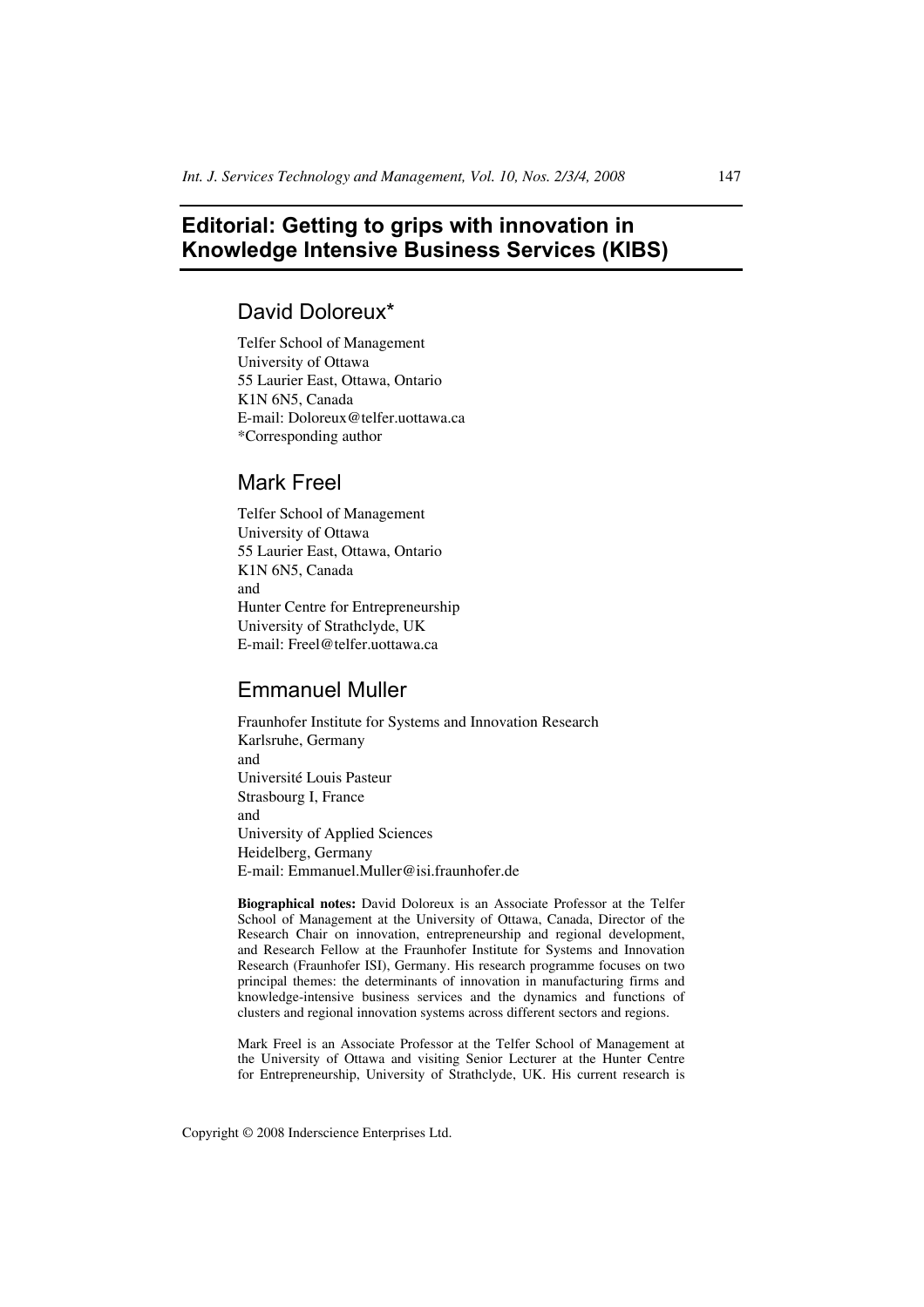# Editorial: Getting to grips with innovation in Knowledge Intensive Business Services (KIBS)

## David Doloreux*

Telfer School of Management
University of Ottawa
55 Laurier East, Ottawa, Ontario
K1N 6N5, Canada
E-mail: Doloreux@telfer.uottawa.ca
*Corresponding author

## Mark Freel

Telfer School of Management
University of Ottawa
55 Laurier East, Ottawa, Ontario
K1N 6N5, Canada
and
Hunter Centre for Entrepreneurship
University of Strathclyde, UK
E-mail: Freel@telfer.uottawa.ca

## Emmanuel Muller

Fraunhofer Institute for Systems and Innovation Research
Karlsruhe, Germany
and
Université Louis Pasteur
Strasbourg I, France
and
University of Applied Sciences
Heidelberg, Germany
E-mail: Emmanuel.Muller@isi.fraunhofer.de

**Biographical notes:** David Doloreux is an Associate Professor at the Telfer School of Management at the University of Ottawa, Canada, Director of the Research Chair on innovation, entrepreneurship and regional development, and Research Fellow at the Fraunhofer Institute for Systems and Innovation Research (Fraunhofer ISI), Germany. His research programme focuses on two principal themes: the determinants of innovation in manufacturing firms and knowledge-intensive business services and the dynamics and functions of clusters and regional innovation systems across different sectors and regions.

Mark Freel is an Associate Professor at the Telfer School of Management at the University of Ottawa and visiting Senior Lecturer at the Hunter Centre for Entrepreneurship, University of Strathclyde, UK. His current research is

Copyright © 2008 Inderscience Enterprises Ltd.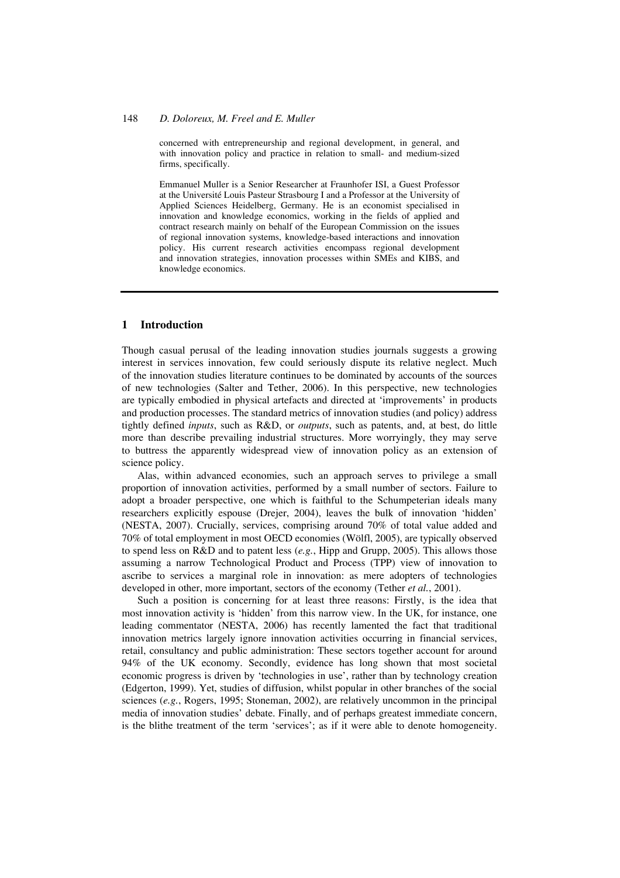concerned with entrepreneurship and regional development, in general, and with innovation policy and practice in relation to small- and medium-sized firms, specifically.

Emmanuel Muller is a Senior Researcher at Fraunhofer ISI, a Guest Professor at the Université Louis Pasteur Strasbourg I and a Professor at the University of Applied Sciences Heidelberg, Germany. He is an economist specialised in innovation and knowledge economics, working in the fields of applied and contract research mainly on behalf of the European Commission on the issues of regional innovation systems, knowledge-based interactions and innovation policy. His current research activities encompass regional development and innovation strategies, innovation processes within SMEs and KIBS, and knowledge economics.

## 1 Introduction

Though casual perusal of the leading innovation studies journals suggests a growing interest in services innovation, few could seriously dispute its relative neglect. Much of the innovation studies literature continues to be dominated by accounts of the sources of new technologies (Salter and Tether, 2006). In this perspective, new technologies are typically embodied in physical artefacts and directed at 'improvements' in products and production processes. The standard metrics of innovation studies (and policy) address tightly defined *inputs*, such as R&D, or *outputs*, such as patents, and, at best, do little more than describe prevailing industrial structures. More worryingly, they may serve to buttress the apparently widespread view of innovation policy as an extension of science policy.

Alas, within advanced economies, such an approach serves to privilege a small proportion of innovation activities, performed by a small number of sectors. Failure to adopt a broader perspective, one which is faithful to the Schumpeterian ideals many researchers explicitly espouse (Drejer, 2004), leaves the bulk of innovation 'hidden' (NESTA, 2007). Crucially, services, comprising around 70% of total value added and 70% of total employment in most OECD economies (Wölfl, 2005), are typically observed to spend less on R&D and to patent less (*e.g.*, Hipp and Grupp, 2005). This allows those assuming a narrow Technological Product and Process (TPP) view of innovation to ascribe to services a marginal role in innovation: as mere adopters of technologies developed in other, more important, sectors of the economy (Tether *et al.*, 2001).

Such a position is concerning for at least three reasons: Firstly, is the idea that most innovation activity is 'hidden' from this narrow view. In the UK, for instance, one leading commentator (NESTA, 2006) has recently lamented the fact that traditional innovation metrics largely ignore innovation activities occurring in financial services, retail, consultancy and public administration: These sectors together account for around 94% of the UK economy. Secondly, evidence has long shown that most societal economic progress is driven by 'technologies in use', rather than by technology creation (Edgerton, 1999). Yet, studies of diffusion, whilst popular in other branches of the social sciences (*e.g.*, Rogers, 1995; Stoneman, 2002), are relatively uncommon in the principal media of innovation studies' debate. Finally, and of perhaps greatest immediate concern, is the blithe treatment of the term 'services'; as if it were able to denote homogeneity.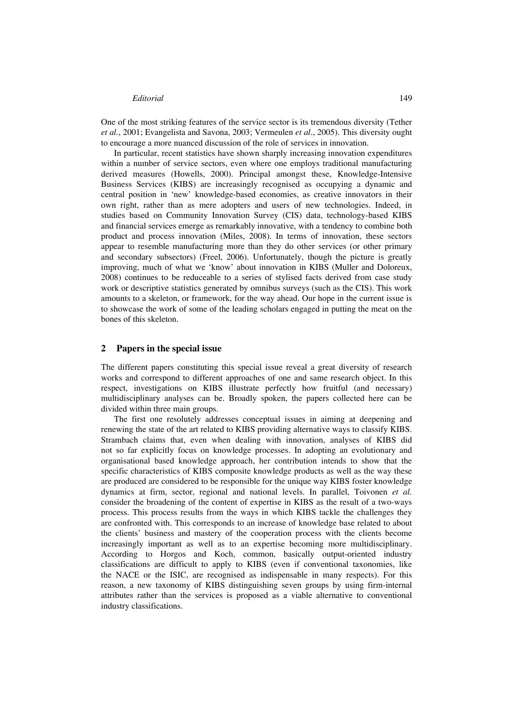One of the most striking features of the service sector is its tremendous diversity (Tether *et al.*, 2001; Evangelista and Savona, 2003; Vermeulen *et al*., 2005). This diversity ought to encourage a more nuanced discussion of the role of services in innovation.

In particular, recent statistics have shown sharply increasing innovation expenditures within a number of service sectors, even where one employs traditional manufacturing derived measures (Howells, 2000). Principal amongst these, Knowledge-Intensive Business Services (KIBS) are increasingly recognised as occupying a dynamic and central position in 'new' knowledge-based economies, as creative innovators in their own right, rather than as mere adopters and users of new technologies. Indeed, in studies based on Community Innovation Survey (CIS) data, technology-based KIBS and financial services emerge as remarkably innovative, with a tendency to combine both product and process innovation (Miles, 2008). In terms of innovation, these sectors appear to resemble manufacturing more than they do other services (or other primary and secondary subsectors) (Freel, 2006). Unfortunately, though the picture is greatly improving, much of what we 'know' about innovation in KIBS (Muller and Doloreux, 2008) continues to be reduceable to a series of stylised facts derived from case study work or descriptive statistics generated by omnibus surveys (such as the CIS). This work amounts to a skeleton, or framework, for the way ahead. Our hope in the current issue is to showcase the work of some of the leading scholars engaged in putting the meat on the bones of this skeleton.

## 2 Papers in the special issue

The different papers constituting this special issue reveal a great diversity of research works and correspond to different approaches of one and same research object. In this respect, investigations on KIBS illustrate perfectly how fruitful (and necessary) multidisciplinary analyses can be. Broadly spoken, the papers collected here can be divided within three main groups.

The first one resolutely addresses conceptual issues in aiming at deepening and renewing the state of the art related to KIBS providing alternative ways to classify KIBS. Strambach claims that, even when dealing with innovation, analyses of KIBS did not so far explicitly focus on knowledge processes. In adopting an evolutionary and organisational based knowledge approach, her contribution intends to show that the specific characteristics of KIBS composite knowledge products as well as the way these are produced are considered to be responsible for the unique way KIBS foster knowledge dynamics at firm, sector, regional and national levels. In parallel, Toivonen *et al.* consider the broadening of the content of expertise in KIBS as the result of a two-ways process. This process results from the ways in which KIBS tackle the challenges they are confronted with. This corresponds to an increase of knowledge base related to about the clients' business and mastery of the cooperation process with the clients become increasingly important as well as to an expertise becoming more multidisciplinary. According to Horgos and Koch, common, basically output-oriented industry classifications are difficult to apply to KIBS (even if conventional taxonomies, like the NACE or the ISIC, are recognised as indispensable in many respects). For this reason, a new taxonomy of KIBS distinguishing seven groups by using firm-internal attributes rather than the services is proposed as a viable alternative to conventional industry classifications.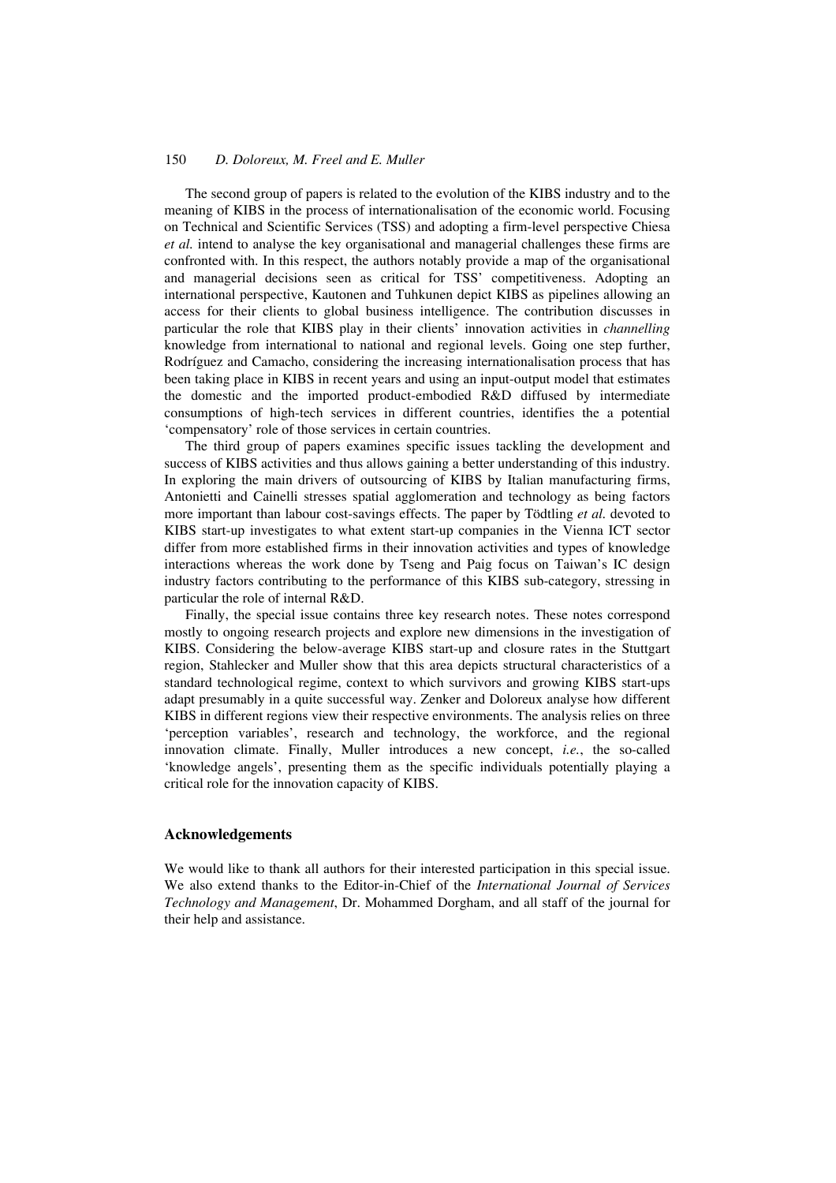The second group of papers is related to the evolution of the KIBS industry and to the meaning of KIBS in the process of internationalisation of the economic world. Focusing on Technical and Scientific Services (TSS) and adopting a firm-level perspective Chiesa *et al.* intend to analyse the key organisational and managerial challenges these firms are confronted with. In this respect, the authors notably provide a map of the organisational and managerial decisions seen as critical for TSS' competitiveness. Adopting an international perspective, Kautonen and Tuhkunen depict KIBS as pipelines allowing an access for their clients to global business intelligence. The contribution discusses in particular the role that KIBS play in their clients' innovation activities in *channelling* knowledge from international to national and regional levels. Going one step further, Rodríguez and Camacho, considering the increasing internationalisation process that has been taking place in KIBS in recent years and using an input-output model that estimates the domestic and the imported product-embodied R&D diffused by intermediate consumptions of high-tech services in different countries, identifies the a potential 'compensatory' role of those services in certain countries.

The third group of papers examines specific issues tackling the development and success of KIBS activities and thus allows gaining a better understanding of this industry. In exploring the main drivers of outsourcing of KIBS by Italian manufacturing firms, Antonietti and Cainelli stresses spatial agglomeration and technology as being factors more important than labour cost-savings effects. The paper by Tödtling *et al.* devoted to KIBS start-up investigates to what extent start-up companies in the Vienna ICT sector differ from more established firms in their innovation activities and types of knowledge interactions whereas the work done by Tseng and Paig focus on Taiwan's IC design industry factors contributing to the performance of this KIBS sub-category, stressing in particular the role of internal R&D.

Finally, the special issue contains three key research notes. These notes correspond mostly to ongoing research projects and explore new dimensions in the investigation of KIBS. Considering the below-average KIBS start-up and closure rates in the Stuttgart region, Stahlecker and Muller show that this area depicts structural characteristics of a standard technological regime, context to which survivors and growing KIBS start-ups adapt presumably in a quite successful way. Zenker and Doloreux analyse how different KIBS in different regions view their respective environments. The analysis relies on three 'perception variables', research and technology, the workforce, and the regional innovation climate. Finally, Muller introduces a new concept, *i.e.*, the so-called 'knowledge angels', presenting them as the specific individuals potentially playing a critical role for the innovation capacity of KIBS.

## Acknowledgements

We would like to thank all authors for their interested participation in this special issue. We also extend thanks to the Editor-in-Chief of the *International Journal of Services Technology and Management*, Dr. Mohammed Dorgham, and all staff of the journal for their help and assistance.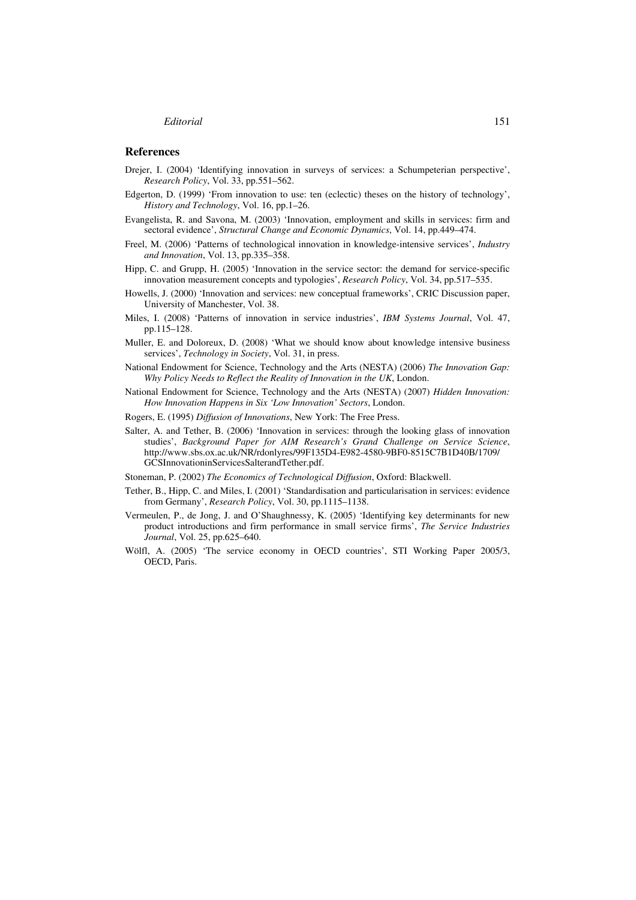## References

Drejer, I. (2004) 'Identifying innovation in surveys of services: a Schumpeterian perspective', *Research Policy*, Vol. 33, pp.551–562.

Edgerton, D. (1999) 'From innovation to use: ten (eclectic) theses on the history of technology', *History and Technology*, Vol. 16, pp.1–26.

Evangelista, R. and Savona, M. (2003) 'Innovation, employment and skills in services: firm and sectoral evidence', *Structural Change and Economic Dynamics*, Vol. 14, pp.449–474.

Freel, M. (2006) 'Patterns of technological innovation in knowledge-intensive services', *Industry and Innovation*, Vol. 13, pp.335–358.

Hipp, C. and Grupp, H. (2005) 'Innovation in the service sector: the demand for service-specific innovation measurement concepts and typologies', *Research Policy*, Vol. 34, pp.517–535.

Howells, J. (2000) 'Innovation and services: new conceptual frameworks', CRIC Discussion paper, University of Manchester, Vol. 38.

Miles, I. (2008) 'Patterns of innovation in service industries', *IBM Systems Journal*, Vol. 47, pp.115–128.

Muller, E. and Doloreux, D. (2008) 'What we should know about knowledge intensive business services', *Technology in Society*, Vol. 31, in press.

National Endowment for Science, Technology and the Arts (NESTA) (2006) *The Innovation Gap: Why Policy Needs to Reflect the Reality of Innovation in the UK*, London.

National Endowment for Science, Technology and the Arts (NESTA) (2007) *Hidden Innovation: How Innovation Happens in Six 'Low Innovation' Sectors*, London.

Rogers, E. (1995) *Diffusion of Innovations*, New York: The Free Press.

Salter, A. and Tether, B. (2006) 'Innovation in services: through the looking glass of innovation studies', *Background Paper for AIM Research's Grand Challenge on Service Science*, http://www.sbs.ox.ac.uk/NR/rdonlyres/99F135D4-E982-4580-9BF0-8515C7B1D40B/1709/GCSInnovationinServicesSalterandTether.pdf.

Stoneman, P. (2002) *The Economics of Technological Diffusion*, Oxford: Blackwell.

Tether, B., Hipp, C. and Miles, I. (2001) 'Standardisation and particularisation in services: evidence from Germany', *Research Policy*, Vol. 30, pp.1115–1138.

Vermeulen, P., de Jong, J. and O'Shaughnessy, K. (2005) 'Identifying key determinants for new product introductions and firm performance in small service firms', *The Service Industries Journal*, Vol. 25, pp.625–640.

Wölfl, A. (2005) 'The service economy in OECD countries', STI Working Paper 2005/3, OECD, Paris.